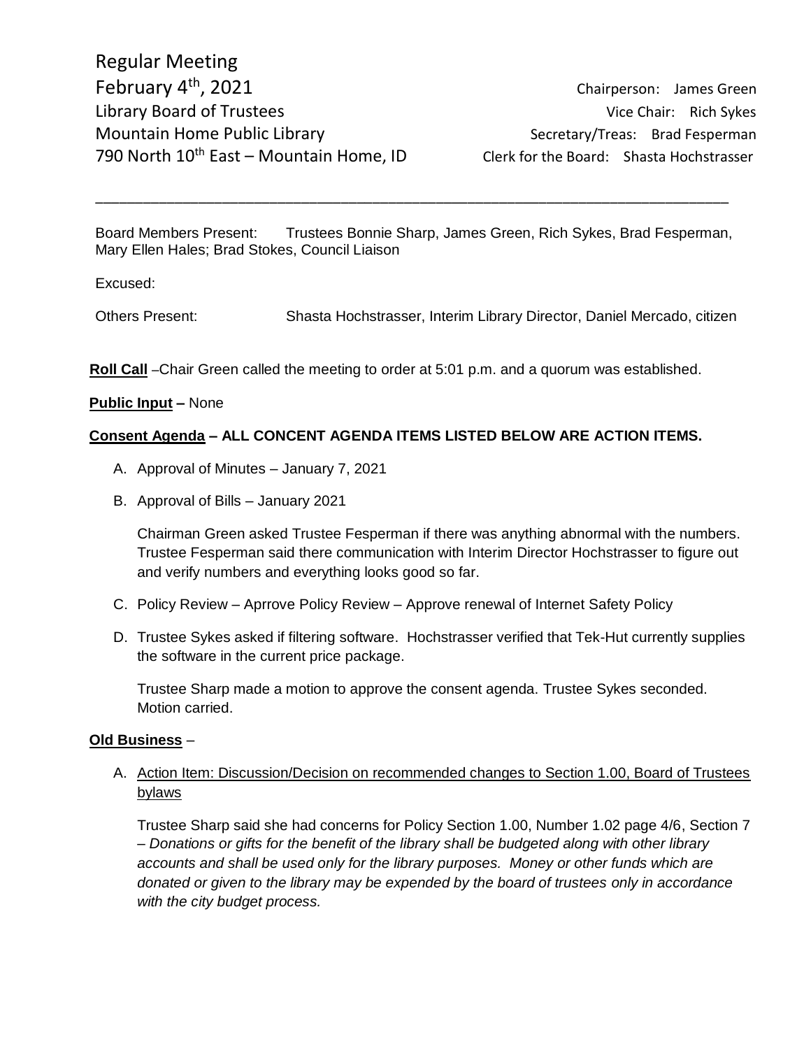Regular Meeting
February 4th, 2021
Library Board of Trustees
Mountain Home Public Library
790 North 10th East – Mountain Home, ID

Chairperson: James Green
Vice Chair: Rich Sykes
Secretary/Treas: Brad Fesperman
Clerk for the Board: Shasta Hochstrasser

---

Board Members Present: Trustees Bonnie Sharp, James Green, Rich Sykes, Brad Fesperman, Mary Ellen Hales; Brad Stokes, Council Liaison

Excused:

Others Present: Shasta Hochstrasser, Interim Library Director, Daniel Mercado, citizen

**Roll Call** –Chair Green called the meeting to order at 5:01 p.m. and a quorum was established.

**Public Input –** None

**Consent Agenda – ALL CONCENT AGENDA ITEMS LISTED BELOW ARE ACTION ITEMS.**

A. Approval of Minutes – January 7, 2021

B. Approval of Bills – January 2021

   Chairman Green asked Trustee Fesperman if there was anything abnormal with the numbers. Trustee Fesperman said there communication with Interim Director Hochstrasser to figure out and verify numbers and everything looks good so far.

C. Policy Review – Aprrove Policy Review – Approve renewal of Internet Safety Policy

D. Trustee Sykes asked if filtering software. Hochstrasser verified that Tek-Hut currently supplies the software in the current price package.

   Trustee Sharp made a motion to approve the consent agenda. Trustee Sykes seconded. Motion carried.

**Old Business** –

A. Action Item: Discussion/Decision on recommended changes to Section 1.00, Board of Trustees bylaws

   Trustee Sharp said she had concerns for Policy Section 1.00, Number 1.02 page 4/6, Section 7 – *Donations or gifts for the benefit of the library shall be budgeted along with other library accounts and shall be used only for the library purposes. Money or other funds which are donated or given to the library may be expended by the board of trustees only in accordance with the city budget process.*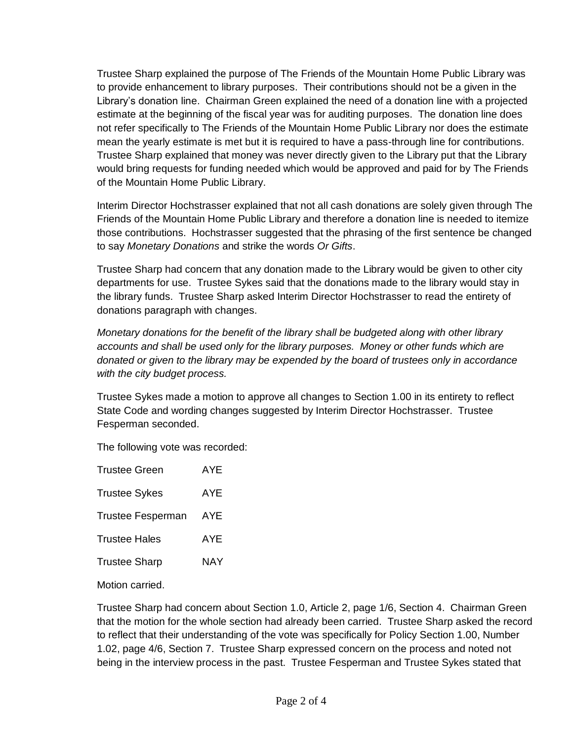Trustee Sharp explained the purpose of The Friends of the Mountain Home Public Library was to provide enhancement to library purposes. Their contributions should not be a given in the Library's donation line. Chairman Green explained the need of a donation line with a projected estimate at the beginning of the fiscal year was for auditing purposes. The donation line does not refer specifically to The Friends of the Mountain Home Public Library nor does the estimate mean the yearly estimate is met but it is required to have a pass-through line for contributions. Trustee Sharp explained that money was never directly given to the Library put that the Library would bring requests for funding needed which would be approved and paid for by The Friends of the Mountain Home Public Library.

Interim Director Hochstrasser explained that not all cash donations are solely given through The Friends of the Mountain Home Public Library and therefore a donation line is needed to itemize those contributions. Hochstrasser suggested that the phrasing of the first sentence be changed to say *Monetary Donations* and strike the words *Or Gifts*.

Trustee Sharp had concern that any donation made to the Library would be given to other city departments for use. Trustee Sykes said that the donations made to the library would stay in the library funds. Trustee Sharp asked Interim Director Hochstrasser to read the entirety of donations paragraph with changes.

*Monetary donations for the benefit of the library shall be budgeted along with other library accounts and shall be used only for the library purposes. Money or other funds which are donated or given to the library may be expended by the board of trustees only in accordance with the city budget process.*

Trustee Sykes made a motion to approve all changes to Section 1.00 in its entirety to reflect State Code and wording changes suggested by Interim Director Hochstrasser. Trustee Fesperman seconded.

The following vote was recorded:

Trustee Green AYE

Trustee Sykes AYE

Trustee Fesperman AYE

Trustee Hales AYE

Trustee Sharp NAY

Motion carried.

Trustee Sharp had concern about Section 1.0, Article 2, page 1/6, Section 4. Chairman Green that the motion for the whole section had already been carried. Trustee Sharp asked the record to reflect that their understanding of the vote was specifically for Policy Section 1.00, Number 1.02, page 4/6, Section 7. Trustee Sharp expressed concern on the process and noted not being in the interview process in the past. Trustee Fesperman and Trustee Sykes stated that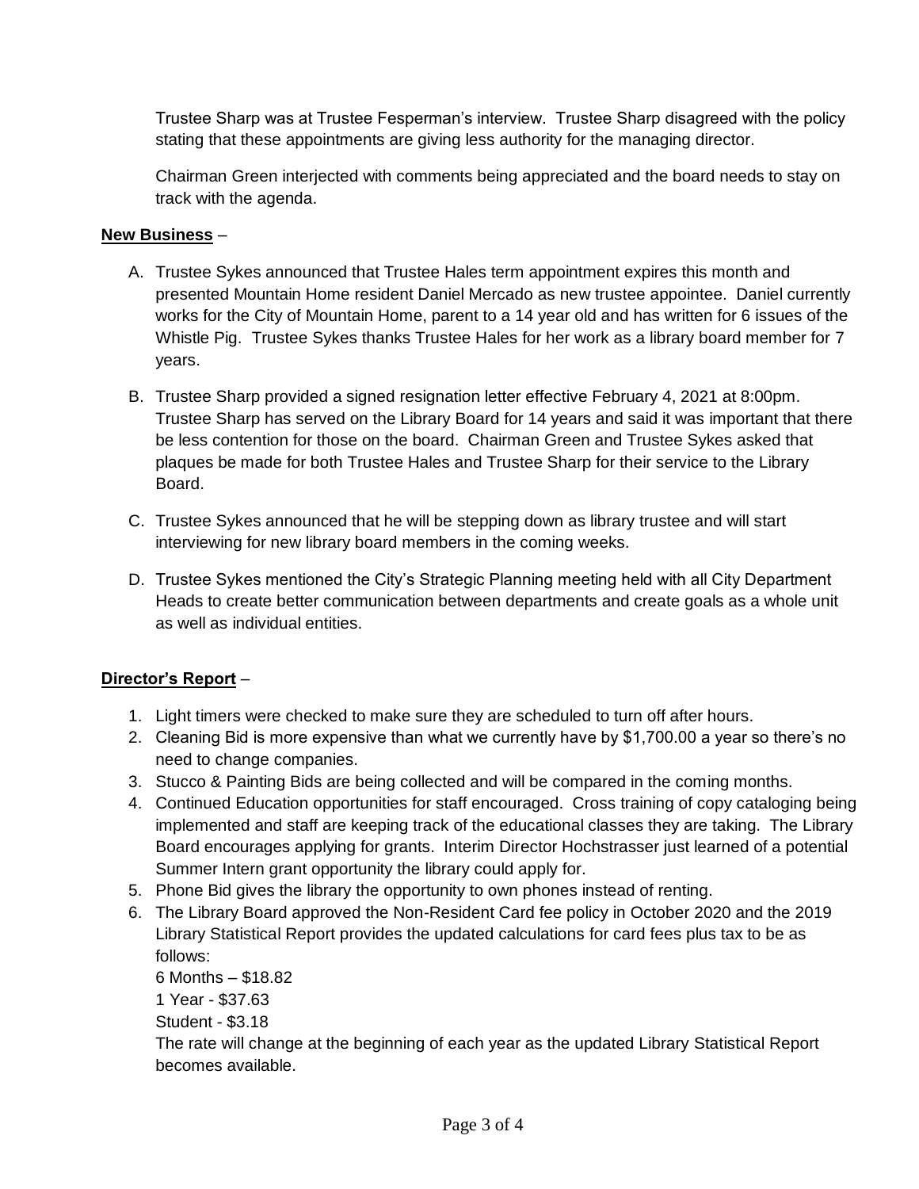Trustee Sharp was at Trustee Fesperman's interview. Trustee Sharp disagreed with the policy stating that these appointments are giving less authority for the managing director.

Chairman Green interjected with comments being appreciated and the board needs to stay on track with the agenda.

**New Business** –

A. Trustee Sykes announced that Trustee Hales term appointment expires this month and presented Mountain Home resident Daniel Mercado as new trustee appointee. Daniel currently works for the City of Mountain Home, parent to a 14 year old and has written for 6 issues of the Whistle Pig. Trustee Sykes thanks Trustee Hales for her work as a library board member for 7 years.

B. Trustee Sharp provided a signed resignation letter effective February 4, 2021 at 8:00pm. Trustee Sharp has served on the Library Board for 14 years and said it was important that there be less contention for those on the board. Chairman Green and Trustee Sykes asked that plaques be made for both Trustee Hales and Trustee Sharp for their service to the Library Board.

C. Trustee Sykes announced that he will be stepping down as library trustee and will start interviewing for new library board members in the coming weeks.

D. Trustee Sykes mentioned the City's Strategic Planning meeting held with all City Department Heads to create better communication between departments and create goals as a whole unit as well as individual entities.

**Director's Report** –

1. Light timers were checked to make sure they are scheduled to turn off after hours.
2. Cleaning Bid is more expensive than what we currently have by $1,700.00 a year so there's no need to change companies.
3. Stucco & Painting Bids are being collected and will be compared in the coming months.
4. Continued Education opportunities for staff encouraged. Cross training of copy cataloging being implemented and staff are keeping track of the educational classes they are taking. The Library Board encourages applying for grants. Interim Director Hochstrasser just learned of a potential Summer Intern grant opportunity the library could apply for.
5. Phone Bid gives the library the opportunity to own phones instead of renting.
6. The Library Board approved the Non-Resident Card fee policy in October 2020 and the 2019 Library Statistical Report provides the updated calculations for card fees plus tax to be as follows:
   6 Months – $18.82
   1 Year - $37.63
   Student - $3.18
   The rate will change at the beginning of each year as the updated Library Statistical Report becomes available.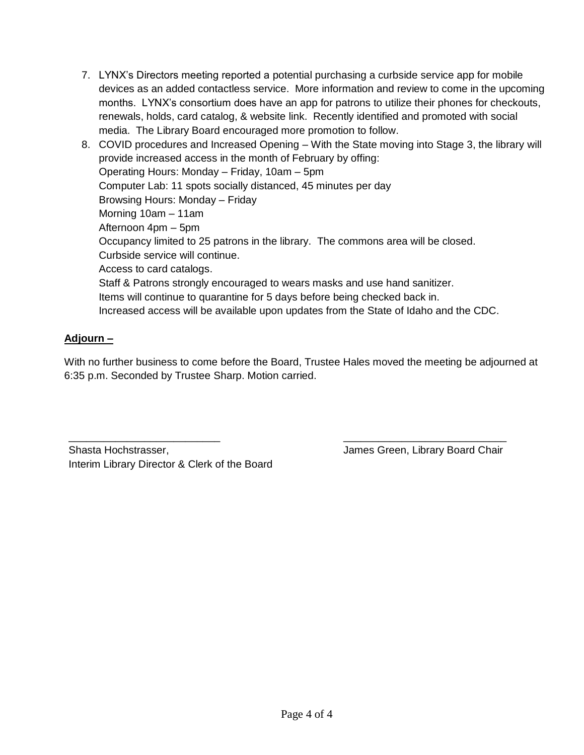7. LYNX's Directors meeting reported a potential purchasing a curbside service app for mobile devices as an added contactless service. More information and review to come in the upcoming months. LYNX's consortium does have an app for patrons to utilize their phones for checkouts, renewals, holds, card catalog, & website link. Recently identified and promoted with social media. The Library Board encouraged more promotion to follow.
8. COVID procedures and Increased Opening – With the State moving into Stage 3, the library will provide increased access in the month of February by offing:
   Operating Hours: Monday – Friday, 10am – 5pm
   Computer Lab: 11 spots socially distanced, 45 minutes per day
   Browsing Hours: Monday – Friday
   Morning 10am – 11am
   Afternoon 4pm – 5pm
   Occupancy limited to 25 patrons in the library. The commons area will be closed.
   Curbside service will continue.
   Access to card catalogs.
   Staff & Patrons strongly encouraged to wears masks and use hand sanitizer.
   Items will continue to quarantine for 5 days before being checked back in.
   Increased access will be available upon updates from the State of Idaho and the CDC.

**Adjourn –**

With no further business to come before the Board, Trustee Hales moved the meeting be adjourned at 6:35 p.m. Seconded by Trustee Sharp. Motion carried.

\_\_\_\_\_\_\_\_\_\_\_\_\_\_\_\_\_\_\_\_\_\_\_\_\_\_
Shasta Hochstrasser,
Interim Library Director & Clerk of the Board

\_\_\_\_\_\_\_\_\_\_\_\_\_\_\_\_\_\_\_\_\_\_\_\_\_\_\_\_
James Green, Library Board Chair